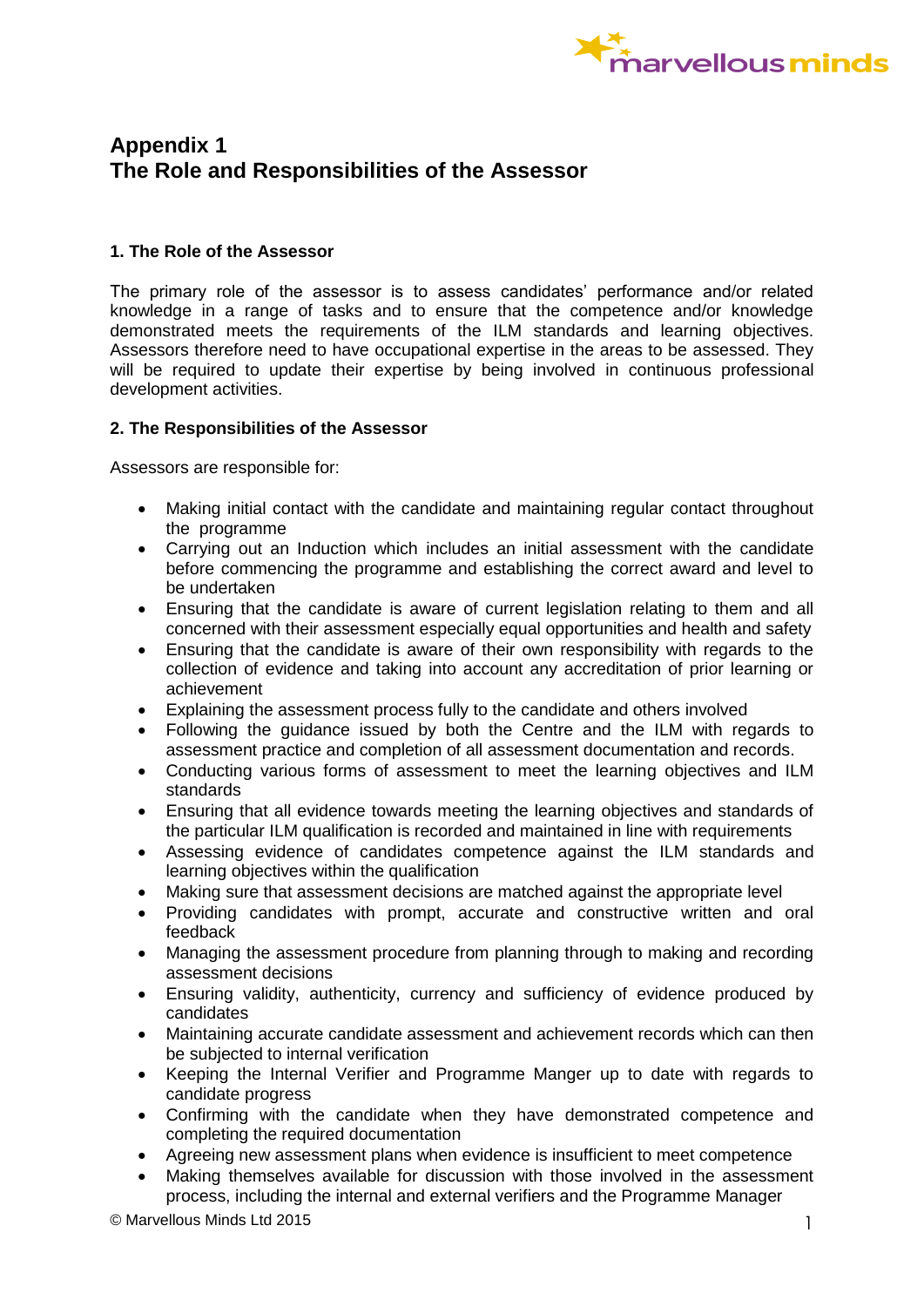# Appendix 1
# The Role and Responsibilities of the Assessor

### 1. The Role of the Assessor

The primary role of the assessor is to assess candidates' performance and/or related knowledge in a range of tasks and to ensure that the competence and/or knowledge demonstrated meets the requirements of the ILM standards and learning objectives. Assessors therefore need to have occupational expertise in the areas to be assessed. They will be required to update their expertise by being involved in continuous professional development activities.

### 2. The Responsibilities of the Assessor

Assessors are responsible for:

- Making initial contact with the candidate and maintaining regular contact throughout the programme
- Carrying out an Induction which includes an initial assessment with the candidate before commencing the programme and establishing the correct award and level to be undertaken
- Ensuring that the candidate is aware of current legislation relating to them and all concerned with their assessment especially equal opportunities and health and safety
- Ensuring that the candidate is aware of their own responsibility with regards to the collection of evidence and taking into account any accreditation of prior learning or achievement
- Explaining the assessment process fully to the candidate and others involved
- Following the guidance issued by both the Centre and the ILM with regards to assessment practice and completion of all assessment documentation and records.
- Conducting various forms of assessment to meet the learning objectives and ILM standards
- Ensuring that all evidence towards meeting the learning objectives and standards of the particular ILM qualification is recorded and maintained in line with requirements
- Assessing evidence of candidates competence against the ILM standards and learning objectives within the qualification
- Making sure that assessment decisions are matched against the appropriate level
- Providing candidates with prompt, accurate and constructive written and oral feedback
- Managing the assessment procedure from planning through to making and recording assessment decisions
- Ensuring validity, authenticity, currency and sufficiency of evidence produced by candidates
- Maintaining accurate candidate assessment and achievement records which can then be subjected to internal verification
- Keeping the Internal Verifier and Programme Manger up to date with regards to candidate progress
- Confirming with the candidate when they have demonstrated competence and completing the required documentation
- Agreeing new assessment plans when evidence is insufficient to meet competence
- Making themselves available for discussion with those involved in the assessment process, including the internal and external verifiers and the Programme Manager

© Marvellous Minds Ltd 2015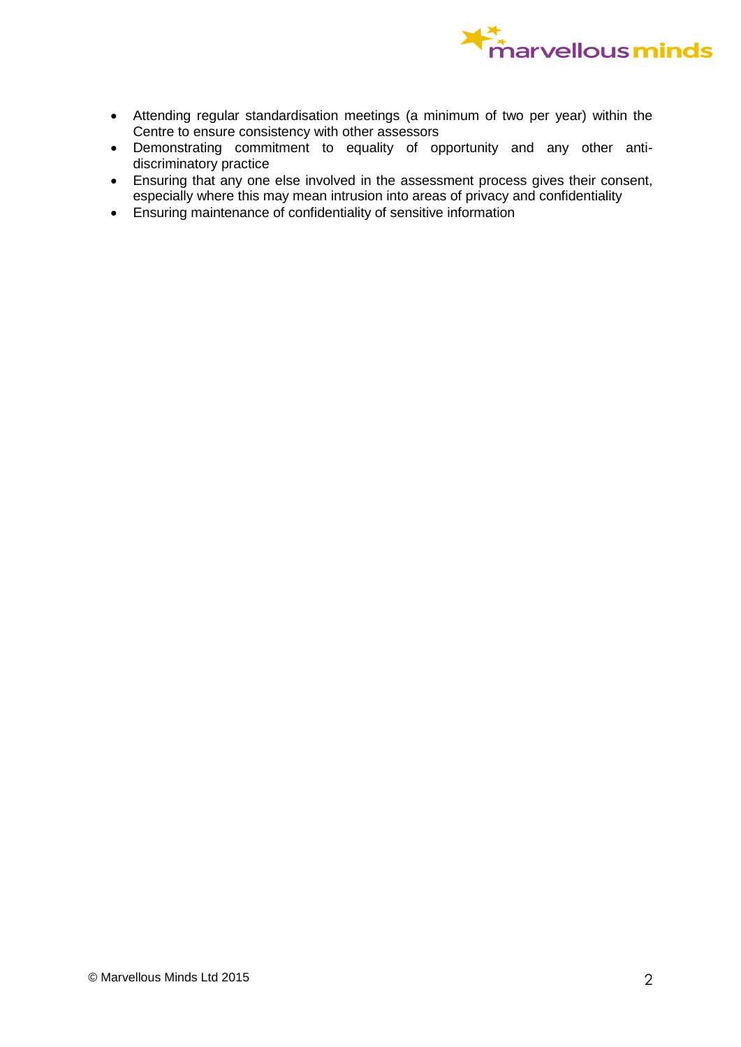- Attending regular standardisation meetings (a minimum of two per year) within the Centre to ensure consistency with other assessors
- Demonstrating commitment to equality of opportunity and any other anti-discriminatory practice
- Ensuring that any one else involved in the assessment process gives their consent, especially where this may mean intrusion into areas of privacy and confidentiality
- Ensuring maintenance of confidentiality of sensitive information